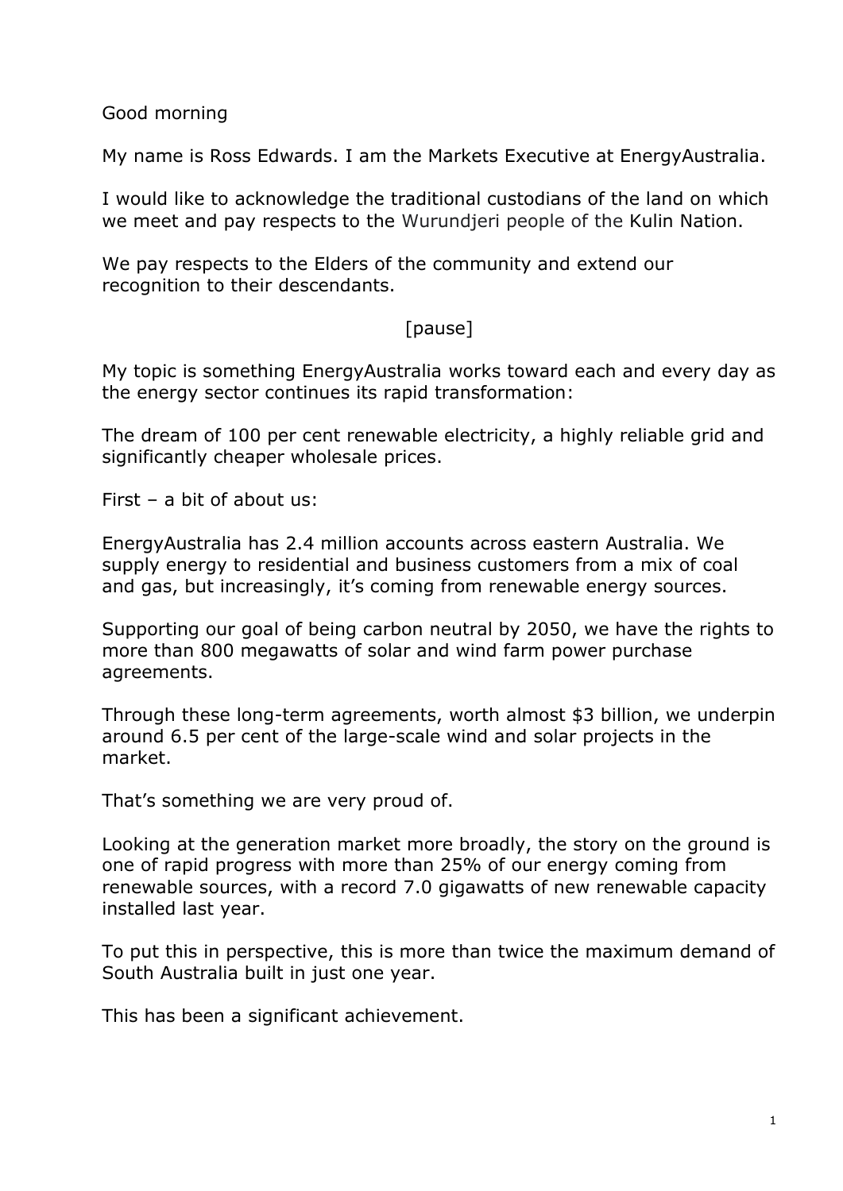Good morning

My name is Ross Edwards. I am the Markets Executive at EnergyAustralia.

I would like to acknowledge the traditional custodians of the land on which we meet and pay respects to the Wurundjeri people of the Kulin Nation.

We pay respects to the Elders of the community and extend our recognition to their descendants.

[pause]

My topic is something EnergyAustralia works toward each and every day as the energy sector continues its rapid transformation:

The dream of 100 per cent renewable electricity, a highly reliable grid and significantly cheaper wholesale prices.

First – a bit of about us:

EnergyAustralia has 2.4 million accounts across eastern Australia. We supply energy to residential and business customers from a mix of coal and gas, but increasingly, it's coming from renewable energy sources.

Supporting our goal of being carbon neutral by 2050, we have the rights to more than 800 megawatts of solar and wind farm power purchase agreements.

Through these long-term agreements, worth almost $3 billion, we underpin around 6.5 per cent of the large-scale wind and solar projects in the market.

That's something we are very proud of.

Looking at the generation market more broadly, the story on the ground is one of rapid progress with more than 25% of our energy coming from renewable sources, with a record 7.0 gigawatts of new renewable capacity installed last year.

To put this in perspective, this is more than twice the maximum demand of South Australia built in just one year.

This has been a significant achievement.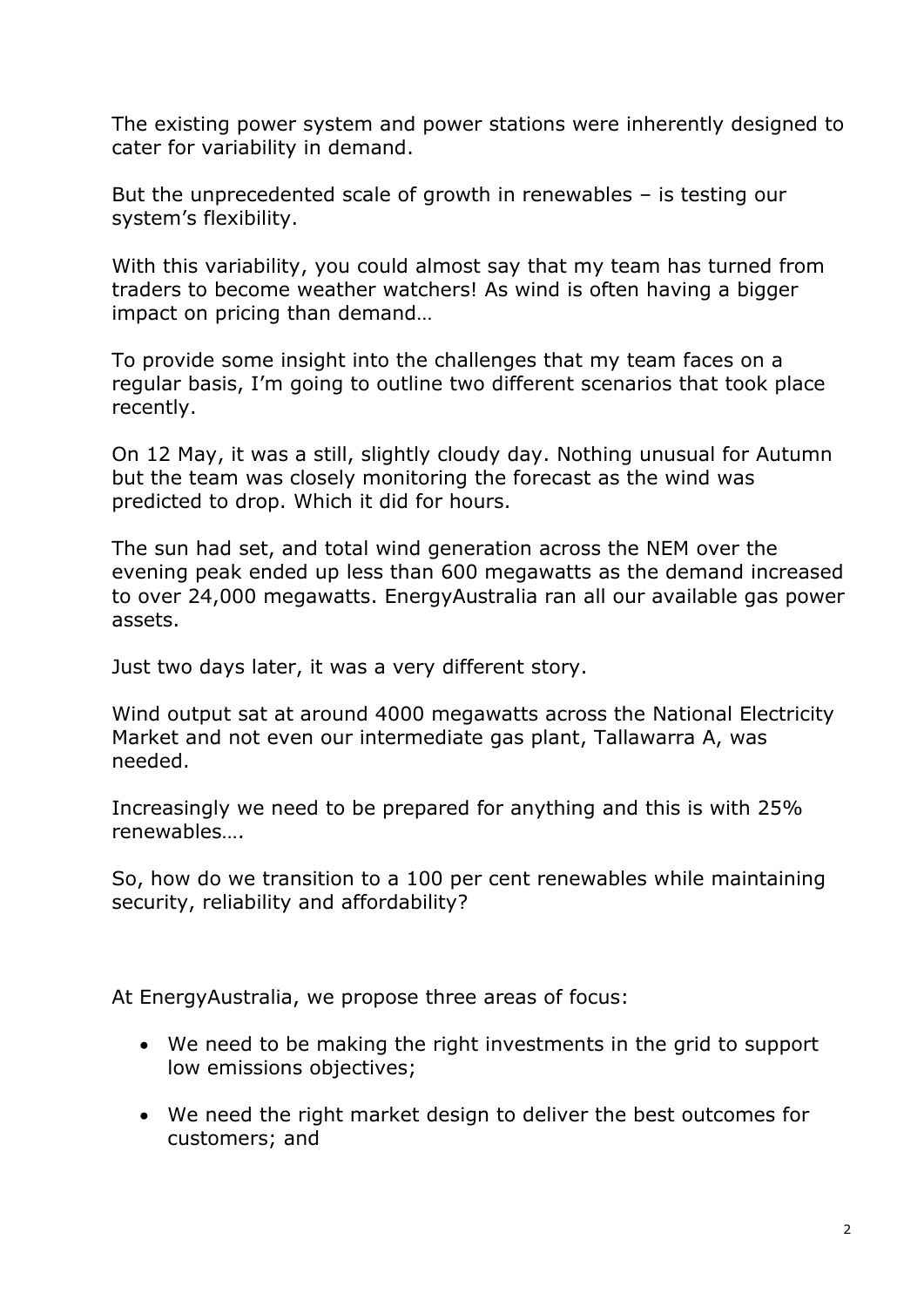The existing power system and power stations were inherently designed to cater for variability in demand.

But the unprecedented scale of growth in renewables – is testing our system's flexibility.

With this variability, you could almost say that my team has turned from traders to become weather watchers! As wind is often having a bigger impact on pricing than demand…

To provide some insight into the challenges that my team faces on a regular basis, I'm going to outline two different scenarios that took place recently.

On 12 May, it was a still, slightly cloudy day. Nothing unusual for Autumn but the team was closely monitoring the forecast as the wind was predicted to drop. Which it did for hours.

The sun had set, and total wind generation across the NEM over the evening peak ended up less than 600 megawatts as the demand increased to over 24,000 megawatts. EnergyAustralia ran all our available gas power assets.

Just two days later, it was a very different story.

Wind output sat at around 4000 megawatts across the National Electricity Market and not even our intermediate gas plant, Tallawarra A, was needed.

Increasingly we need to be prepared for anything and this is with 25% renewables….

So, how do we transition to a 100 per cent renewables while maintaining security, reliability and affordability?

At EnergyAustralia, we propose three areas of focus:

- We need to be making the right investments in the grid to support low emissions objectives;
- We need the right market design to deliver the best outcomes for customers; and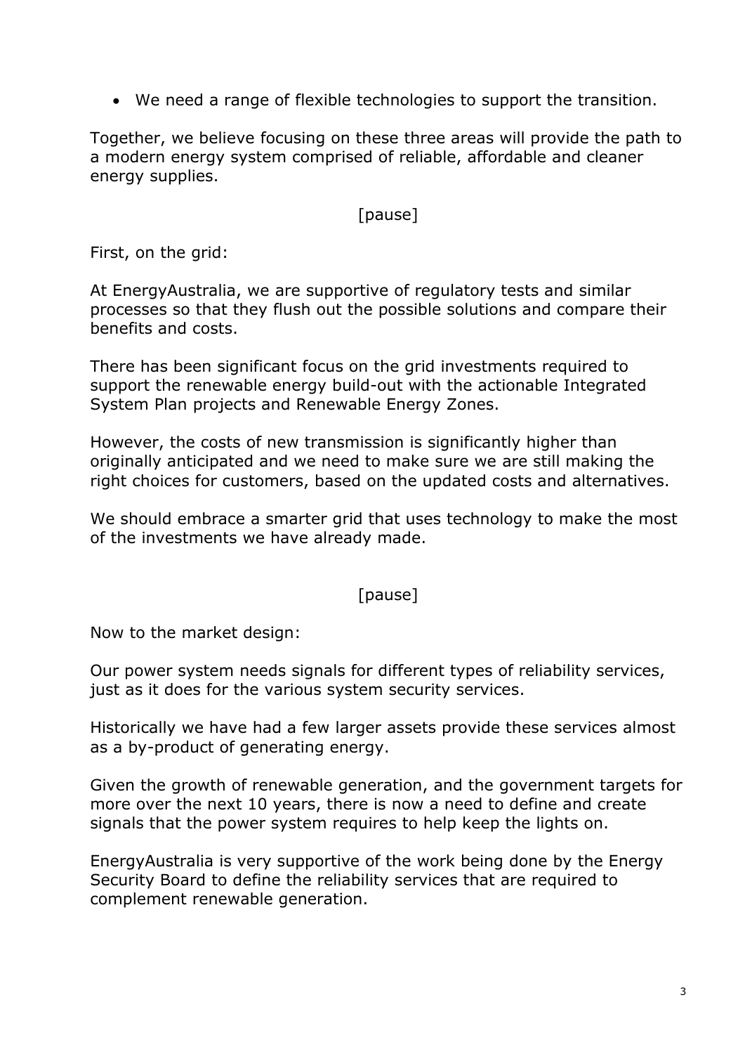- We need a range of flexible technologies to support the transition.

Together, we believe focusing on these three areas will provide the path to a modern energy system comprised of reliable, affordable and cleaner energy supplies.

[pause]

First, on the grid:

At EnergyAustralia, we are supportive of regulatory tests and similar processes so that they flush out the possible solutions and compare their benefits and costs.

There has been significant focus on the grid investments required to support the renewable energy build-out with the actionable Integrated System Plan projects and Renewable Energy Zones.

However, the costs of new transmission is significantly higher than originally anticipated and we need to make sure we are still making the right choices for customers, based on the updated costs and alternatives.

We should embrace a smarter grid that uses technology to make the most of the investments we have already made.

[pause]

Now to the market design:

Our power system needs signals for different types of reliability services, just as it does for the various system security services.

Historically we have had a few larger assets provide these services almost as a by-product of generating energy.

Given the growth of renewable generation, and the government targets for more over the next 10 years, there is now a need to define and create signals that the power system requires to help keep the lights on.

EnergyAustralia is very supportive of the work being done by the Energy Security Board to define the reliability services that are required to complement renewable generation.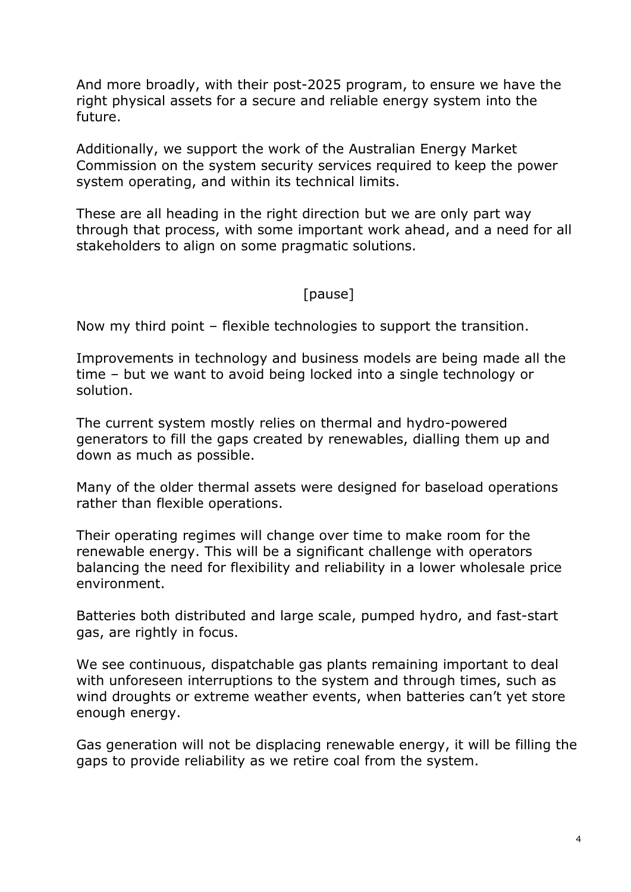And more broadly, with their post-2025 program, to ensure we have the right physical assets for a secure and reliable energy system into the future.

Additionally, we support the work of the Australian Energy Market Commission on the system security services required to keep the power system operating, and within its technical limits.

These are all heading in the right direction but we are only part way through that process, with some important work ahead, and a need for all stakeholders to align on some pragmatic solutions.

[pause]

Now my third point – flexible technologies to support the transition.

Improvements in technology and business models are being made all the time – but we want to avoid being locked into a single technology or solution.

The current system mostly relies on thermal and hydro-powered generators to fill the gaps created by renewables, dialling them up and down as much as possible.

Many of the older thermal assets were designed for baseload operations rather than flexible operations.

Their operating regimes will change over time to make room for the renewable energy. This will be a significant challenge with operators balancing the need for flexibility and reliability in a lower wholesale price environment.

Batteries both distributed and large scale, pumped hydro, and fast-start gas, are rightly in focus.

We see continuous, dispatchable gas plants remaining important to deal with unforeseen interruptions to the system and through times, such as wind droughts or extreme weather events, when batteries can't yet store enough energy.

Gas generation will not be displacing renewable energy, it will be filling the gaps to provide reliability as we retire coal from the system.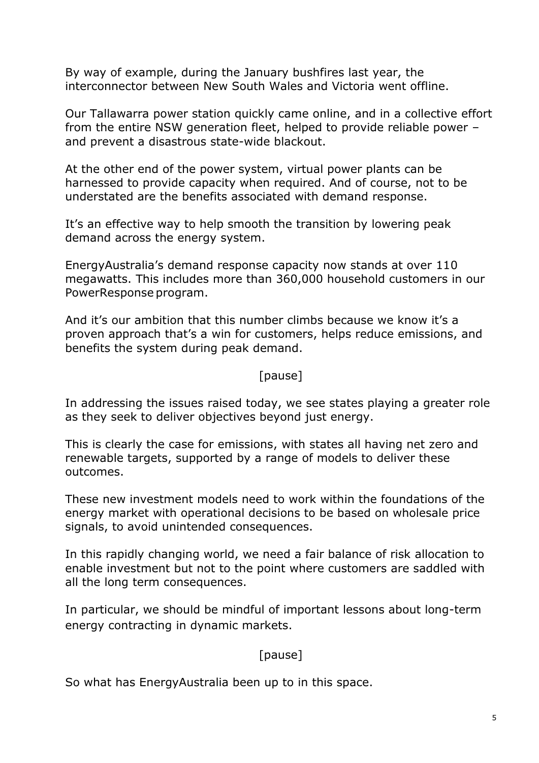By way of example, during the January bushfires last year, the interconnector between New South Wales and Victoria went offline.

Our Tallawarra power station quickly came online, and in a collective effort from the entire NSW generation fleet, helped to provide reliable power – and prevent a disastrous state-wide blackout.

At the other end of the power system, virtual power plants can be harnessed to provide capacity when required. And of course, not to be understated are the benefits associated with demand response.

It's an effective way to help smooth the transition by lowering peak demand across the energy system.

EnergyAustralia's demand response capacity now stands at over 110 megawatts. This includes more than 360,000 household customers in our PowerResponse program.

And it's our ambition that this number climbs because we know it's a proven approach that's a win for customers, helps reduce emissions, and benefits the system during peak demand.

[pause]

In addressing the issues raised today, we see states playing a greater role as they seek to deliver objectives beyond just energy.

This is clearly the case for emissions, with states all having net zero and renewable targets, supported by a range of models to deliver these outcomes.

These new investment models need to work within the foundations of the energy market with operational decisions to be based on wholesale price signals, to avoid unintended consequences.

In this rapidly changing world, we need a fair balance of risk allocation to enable investment but not to the point where customers are saddled with all the long term consequences.

In particular, we should be mindful of important lessons about long-term energy contracting in dynamic markets.

[pause]

So what has EnergyAustralia been up to in this space.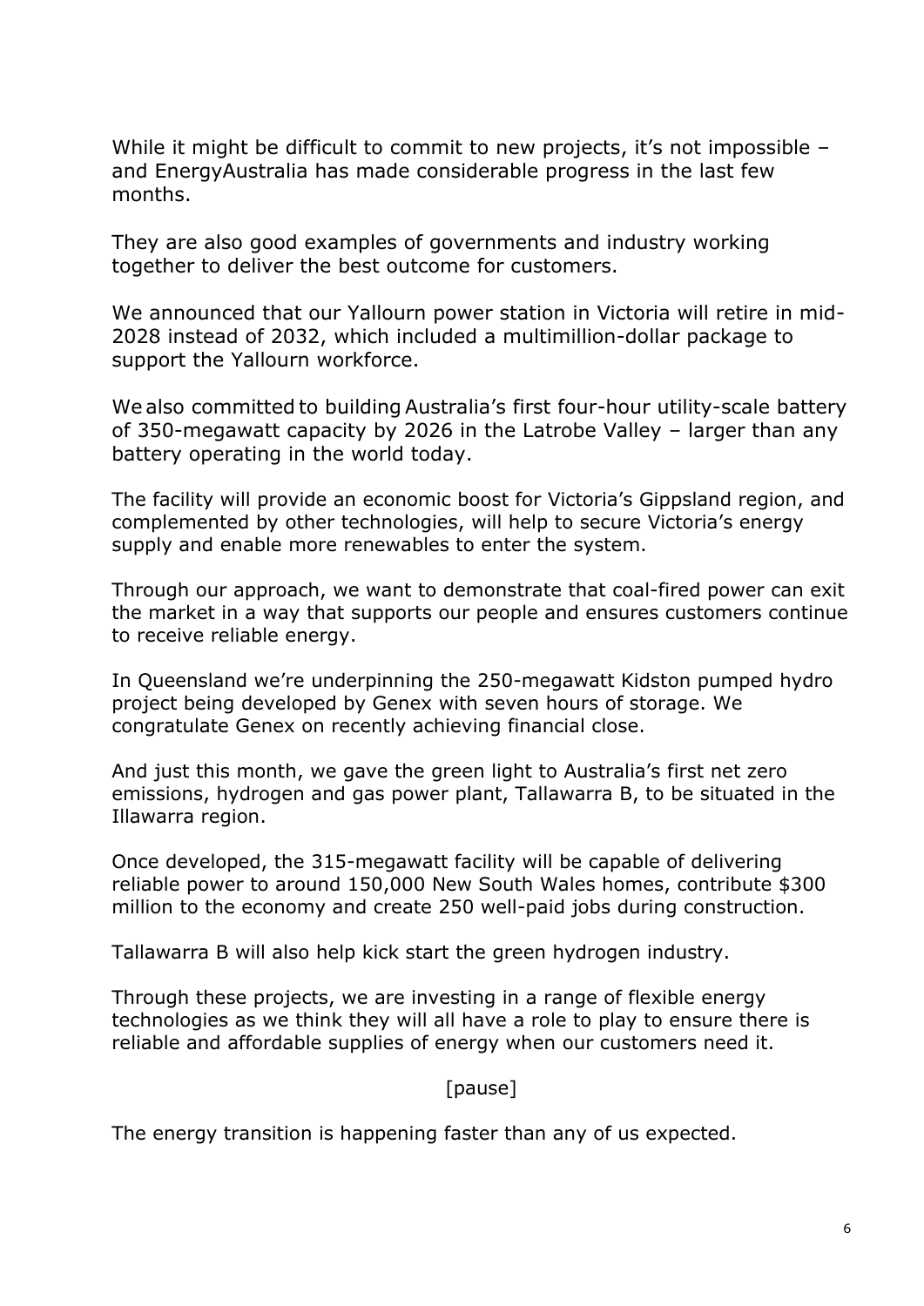While it might be difficult to commit to new projects, it's not impossible – and EnergyAustralia has made considerable progress in the last few months.

They are also good examples of governments and industry working together to deliver the best outcome for customers.

We announced that our Yallourn power station in Victoria will retire in mid-2028 instead of 2032, which included a multimillion-dollar package to support the Yallourn workforce.

We also committed to building Australia's first four-hour utility-scale battery of 350-megawatt capacity by 2026 in the Latrobe Valley – larger than any battery operating in the world today.

The facility will provide an economic boost for Victoria's Gippsland region, and complemented by other technologies, will help to secure Victoria's energy supply and enable more renewables to enter the system.

Through our approach, we want to demonstrate that coal-fired power can exit the market in a way that supports our people and ensures customers continue to receive reliable energy.

In Queensland we're underpinning the 250-megawatt Kidston pumped hydro project being developed by Genex with seven hours of storage. We congratulate Genex on recently achieving financial close.

And just this month, we gave the green light to Australia's first net zero emissions, hydrogen and gas power plant, Tallawarra B, to be situated in the Illawarra region.

Once developed, the 315-megawatt facility will be capable of delivering reliable power to around 150,000 New South Wales homes, contribute $300 million to the economy and create 250 well-paid jobs during construction.

Tallawarra B will also help kick start the green hydrogen industry.

Through these projects, we are investing in a range of flexible energy technologies as we think they will all have a role to play to ensure there is reliable and affordable supplies of energy when our customers need it.

[pause]

The energy transition is happening faster than any of us expected.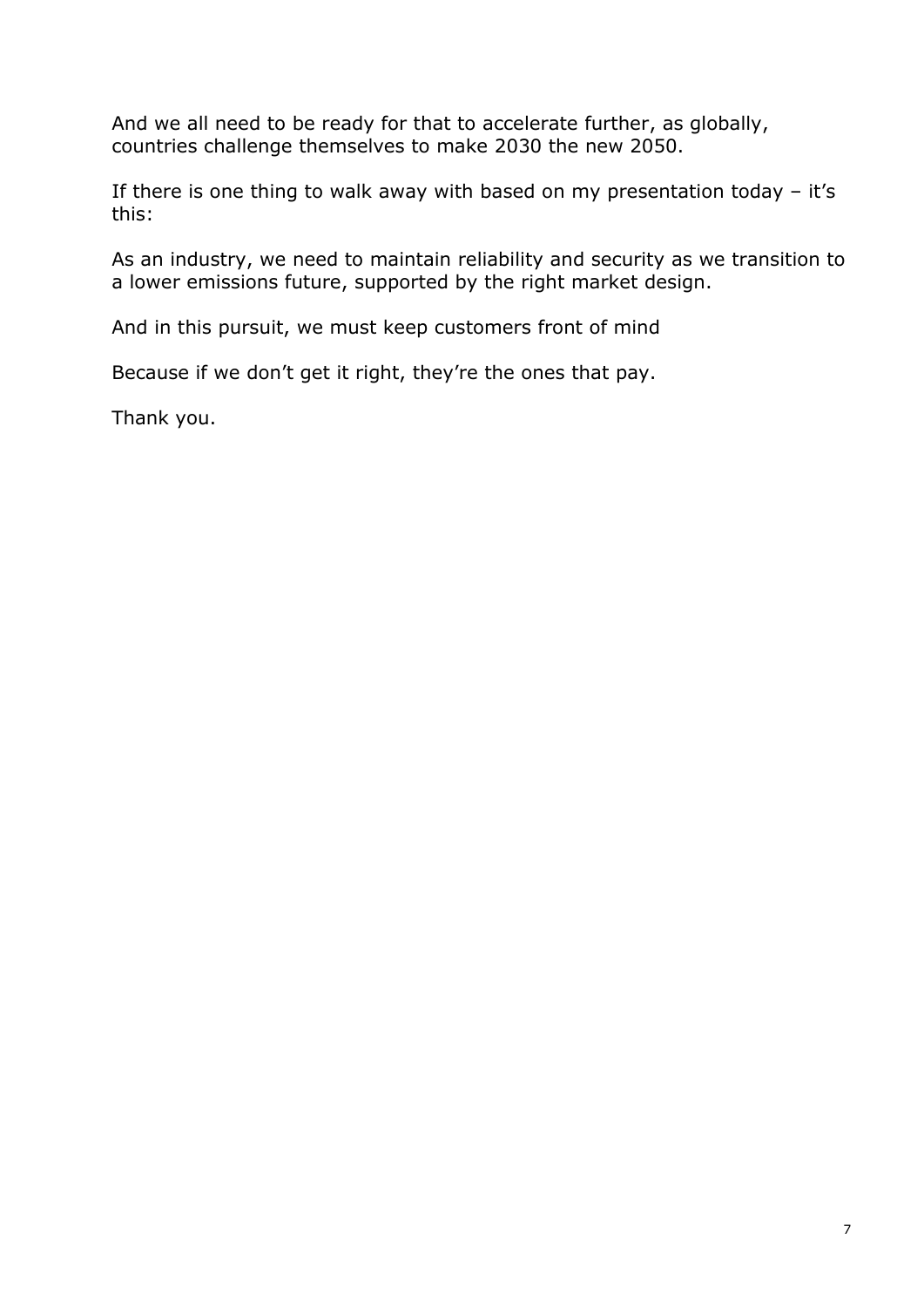And we all need to be ready for that to accelerate further, as globally, countries challenge themselves to make 2030 the new 2050.

If there is one thing to walk away with based on my presentation today – it's this:

As an industry, we need to maintain reliability and security as we transition to a lower emissions future, supported by the right market design.

And in this pursuit, we must keep customers front of mind

Because if we don't get it right, they're the ones that pay.

Thank you.